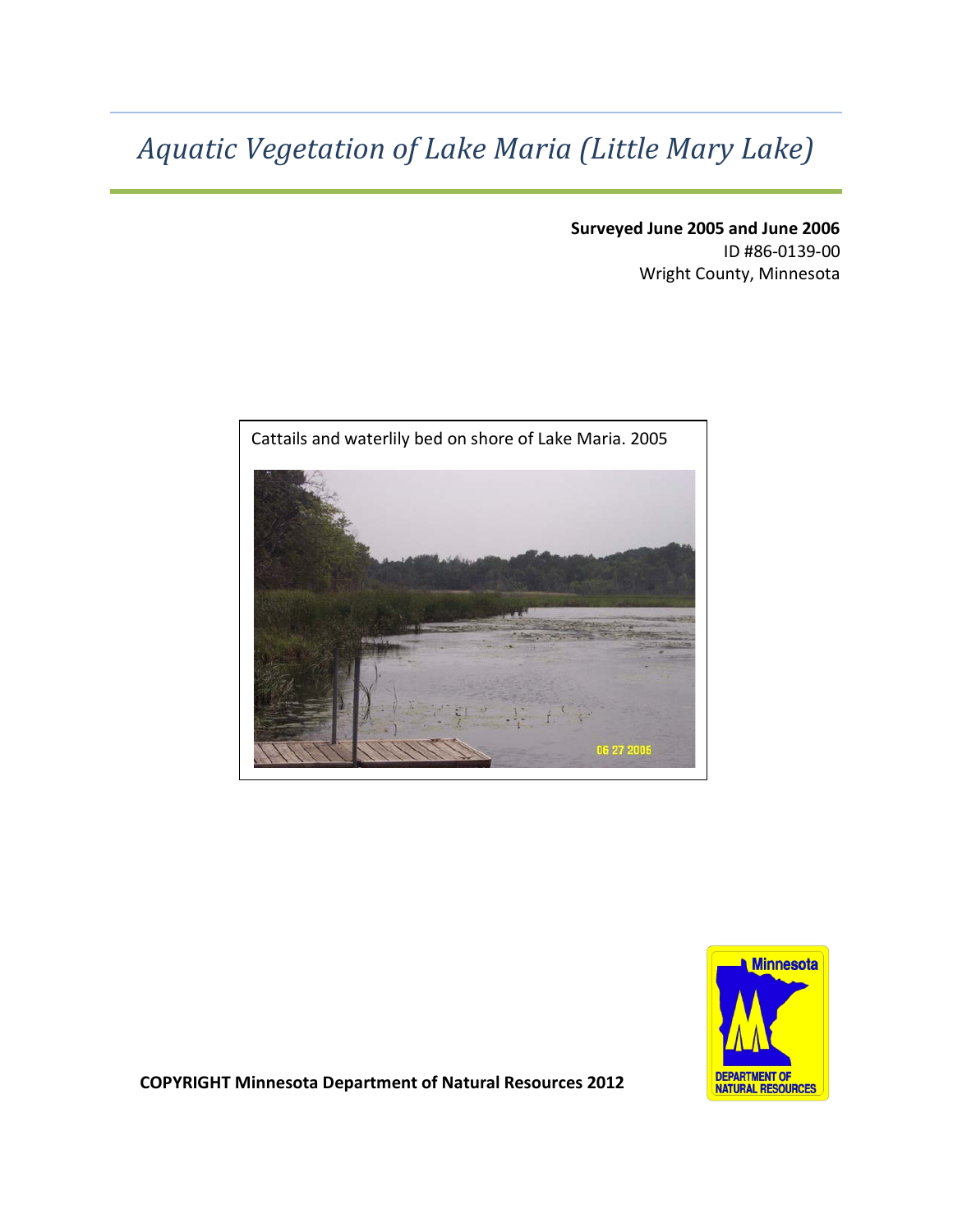# *Aquatic Vegetation of Lake Maria (Little Mary Lake)*

**Surveyed June 2005 and June 2006**
ID #86-0139-00
Wright County, Minnesota

Cattails and waterlily bed on shore of Lake Maria. 2005

**COPYRIGHT Minnesota Department of Natural Resources 2012**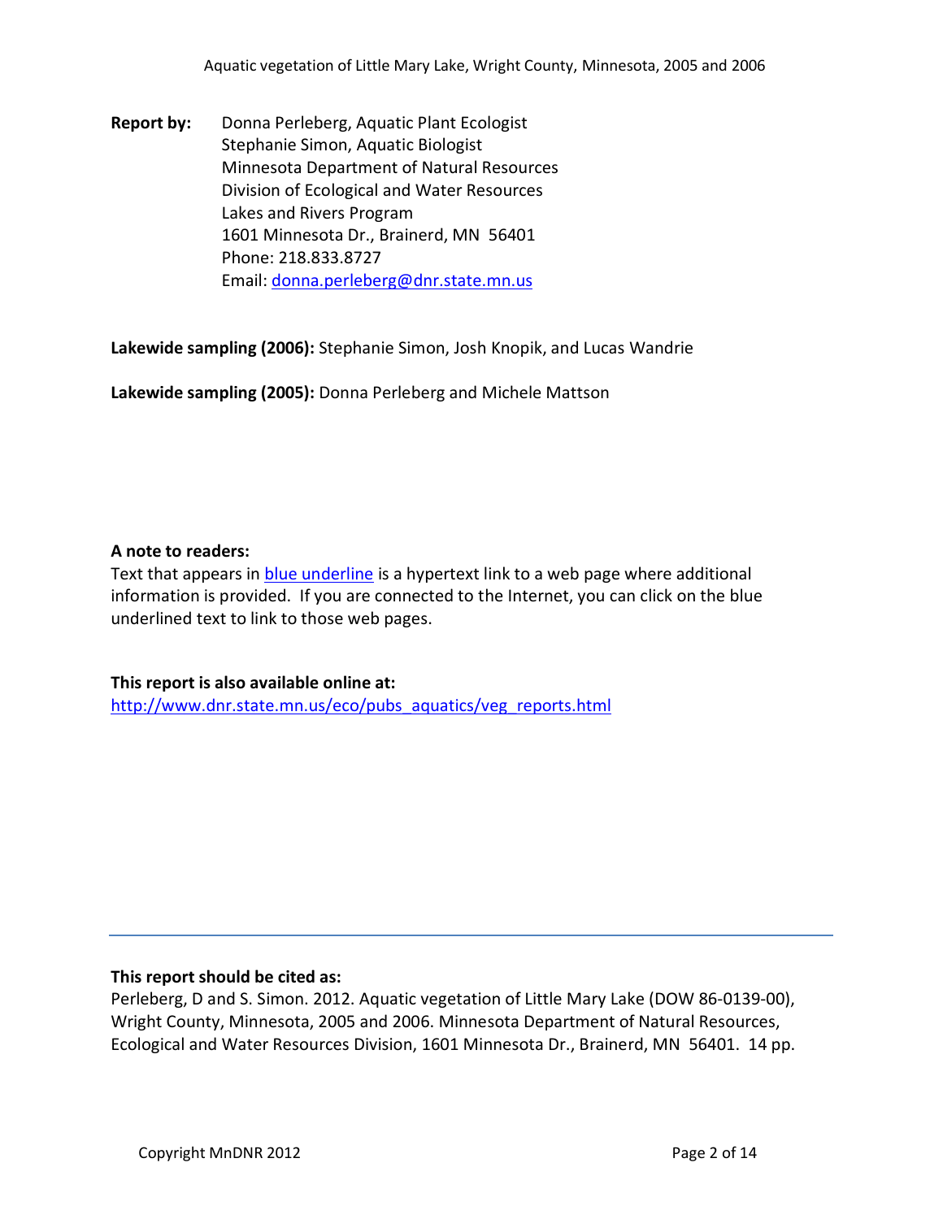**Report by:** Donna Perleberg, Aquatic Plant Ecologist
Stephanie Simon, Aquatic Biologist
Minnesota Department of Natural Resources
Division of Ecological and Water Resources
Lakes and Rivers Program
1601 Minnesota Dr., Brainerd, MN 56401
Phone: 218.833.8727
Email: donna.perleberg@dnr.state.mn.us

**Lakewide sampling (2006):** Stephanie Simon, Josh Knopik, and Lucas Wandrie

**Lakewide sampling (2005):** Donna Perleberg and Michele Mattson

**A note to readers:**
Text that appears in blue underline is a hypertext link to a web page where additional information is provided. If you are connected to the Internet, you can click on the blue underlined text to link to those web pages.

**This report is also available online at:**
http://www.dnr.state.mn.us/eco/pubs_aquatics/veg_reports.html

---

**This report should be cited as:**
Perleberg, D and S. Simon. 2012. Aquatic vegetation of Little Mary Lake (DOW 86-0139-00), Wright County, Minnesota, 2005 and 2006. Minnesota Department of Natural Resources, Ecological and Water Resources Division, 1601 Minnesota Dr., Brainerd, MN 56401. 14 pp.

Copyright MnDNR 2012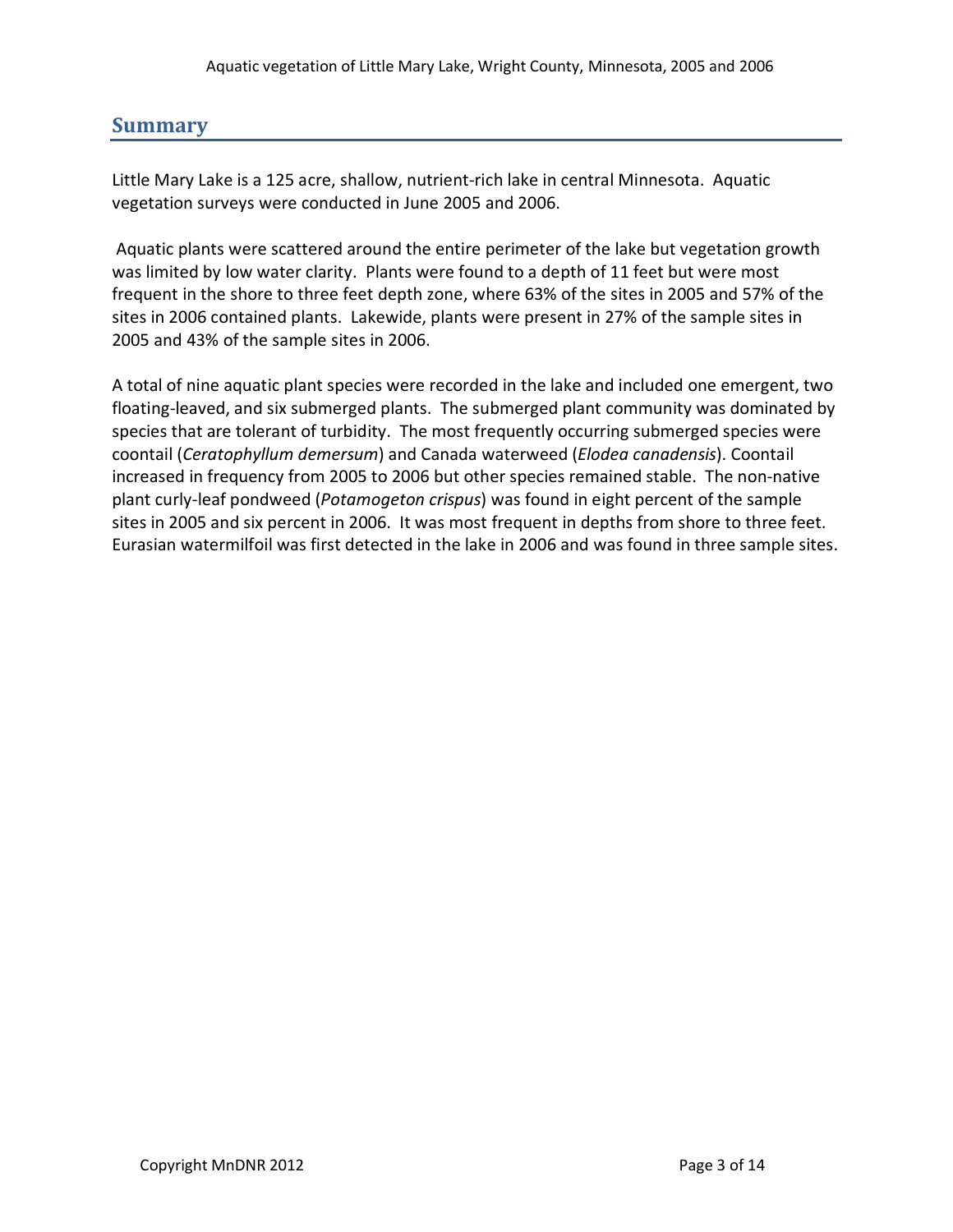## Summary

Little Mary Lake is a 125 acre, shallow, nutrient-rich lake in central Minnesota. Aquatic vegetation surveys were conducted in June 2005 and 2006.

Aquatic plants were scattered around the entire perimeter of the lake but vegetation growth was limited by low water clarity. Plants were found to a depth of 11 feet but were most frequent in the shore to three feet depth zone, where 63% of the sites in 2005 and 57% of the sites in 2006 contained plants. Lakewide, plants were present in 27% of the sample sites in 2005 and 43% of the sample sites in 2006.

A total of nine aquatic plant species were recorded in the lake and included one emergent, two floating-leaved, and six submerged plants. The submerged plant community was dominated by species that are tolerant of turbidity. The most frequently occurring submerged species were coontail (*Ceratophyllum demersum*) and Canada waterweed (*Elodea canadensis*). Coontail increased in frequency from 2005 to 2006 but other species remained stable. The non-native plant curly-leaf pondweed (*Potamogeton crispus*) was found in eight percent of the sample sites in 2005 and six percent in 2006. It was most frequent in depths from shore to three feet. Eurasian watermilfoil was first detected in the lake in 2006 and was found in three sample sites.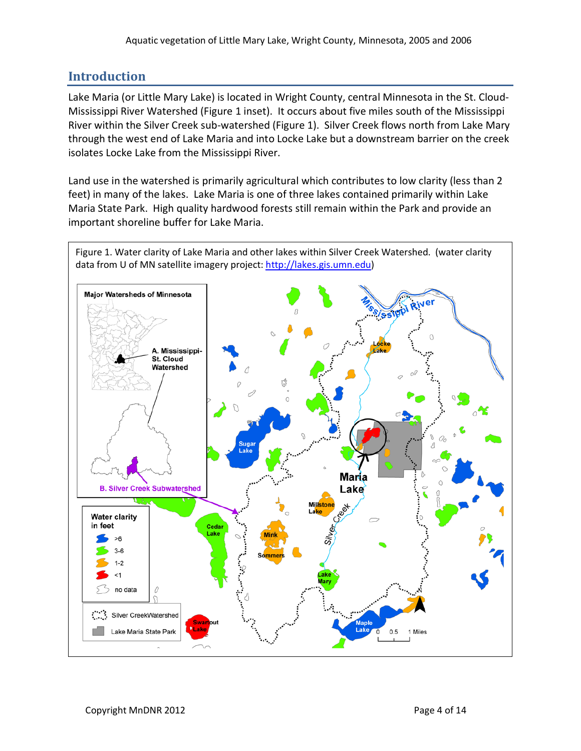## Introduction

Lake Maria (or Little Mary Lake) is located in Wright County, central Minnesota in the St. Cloud-Mississippi River Watershed (Figure 1 inset). It occurs about five miles south of the Mississippi River within the Silver Creek sub-watershed (Figure 1). Silver Creek flows north from Lake Mary through the west end of Lake Maria and into Locke Lake but a downstream barrier on the creek isolates Locke Lake from the Mississippi River.

Land use in the watershed is primarily agricultural which contributes to low clarity (less than 2 feet) in many of the lakes. Lake Maria is one of three lakes contained primarily within Lake Maria State Park. High quality hardwood forests still remain within the Park and provide an important shoreline buffer for Lake Maria.

Figure 1. Water clarity of Lake Maria and other lakes within Silver Creek Watershed. (water clarity data from U of MN satellite imagery project: http://lakes.gis.umn.edu)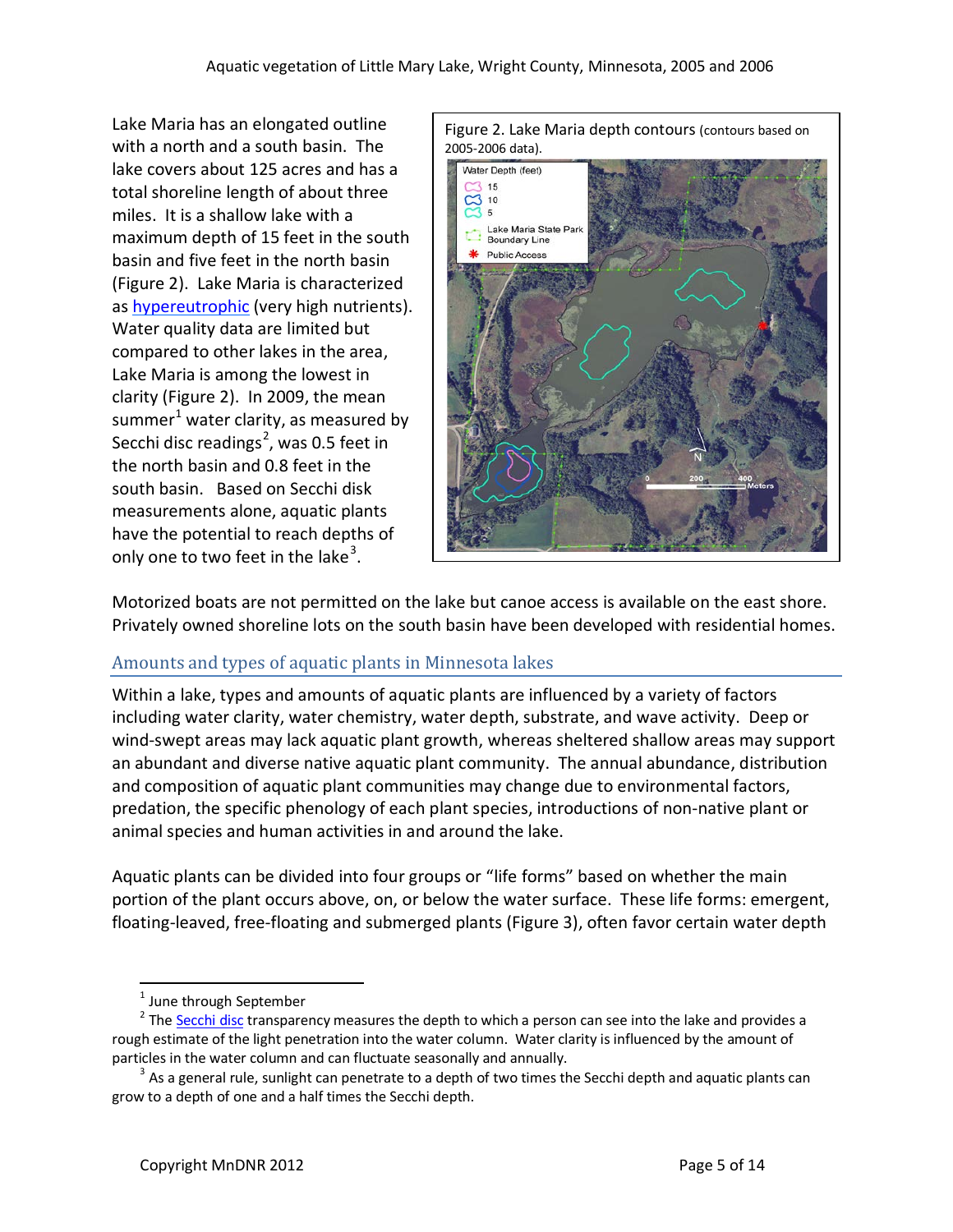Lake Maria has an elongated outline with a north and a south basin. The lake covers about 125 acres and has a total shoreline length of about three miles. It is a shallow lake with a maximum depth of 15 feet in the south basin and five feet in the north basin (Figure 2). Lake Maria is characterized as hypereutrophic (very high nutrients). Water quality data are limited but compared to other lakes in the area, Lake Maria is among the lowest in clarity (Figure 2). In 2009, the mean summer[1] water clarity, as measured by Secchi disc readings[2], was 0.5 feet in the north basin and 0.8 feet in the south basin. Based on Secchi disk measurements alone, aquatic plants have the potential to reach depths of only one to two feet in the lake[3].

Figure 2. Lake Maria depth contours (contours based on 2005-2006 data).

Motorized boats are not permitted on the lake but canoe access is available on the east shore. Privately owned shoreline lots on the south basin have been developed with residential homes.

## Amounts and types of aquatic plants in Minnesota lakes

Within a lake, types and amounts of aquatic plants are influenced by a variety of factors including water clarity, water chemistry, water depth, substrate, and wave activity. Deep or wind-swept areas may lack aquatic plant growth, whereas sheltered shallow areas may support an abundant and diverse native aquatic plant community. The annual abundance, distribution and composition of aquatic plant communities may change due to environmental factors, predation, the specific phenology of each plant species, introductions of non-native plant or animal species and human activities in and around the lake.

Aquatic plants can be divided into four groups or "life forms" based on whether the main portion of the plant occurs above, on, or below the water surface. These life forms: emergent, floating-leaved, free-floating and submerged plants (Figure 3), often favor certain water depth

---

[1] June through September

[2] The Secchi disc transparency measures the depth to which a person can see into the lake and provides a rough estimate of the light penetration into the water column. Water clarity is influenced by the amount of particles in the water column and can fluctuate seasonally and annually.

[3] As a general rule, sunlight can penetrate to a depth of two times the Secchi depth and aquatic plants can grow to a depth of one and a half times the Secchi depth.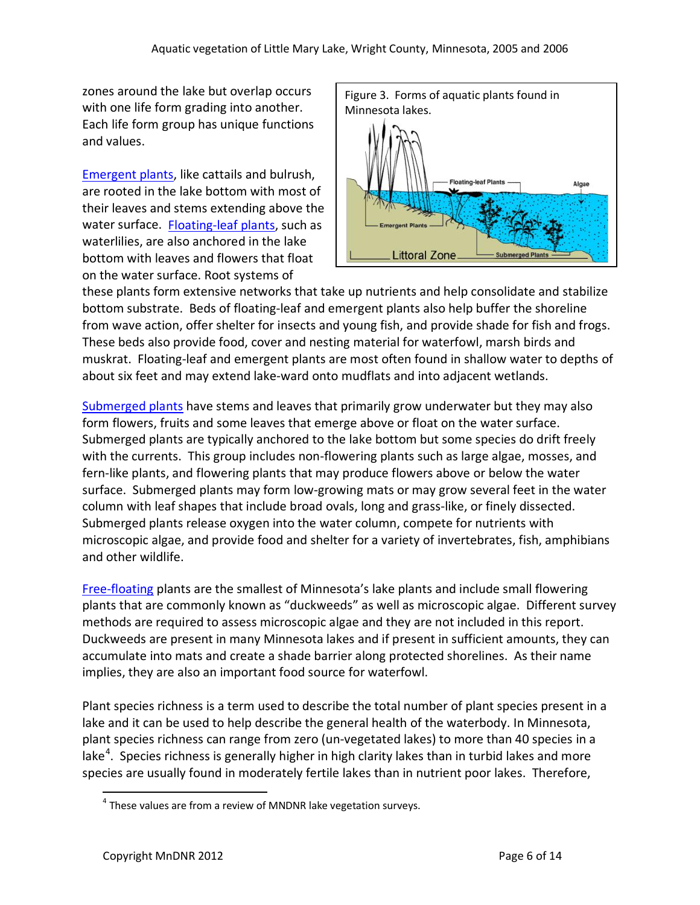zones around the lake but overlap occurs with one life form grading into another. Each life form group has unique functions and values.

Figure 3. Forms of aquatic plants found in Minnesota lakes.

Emergent plants, like cattails and bulrush, are rooted in the lake bottom with most of their leaves and stems extending above the water surface. Floating-leaf plants, such as waterlilies, are also anchored in the lake bottom with leaves and flowers that float on the water surface. Root systems of these plants form extensive networks that take up nutrients and help consolidate and stabilize bottom substrate. Beds of floating-leaf and emergent plants also help buffer the shoreline from wave action, offer shelter for insects and young fish, and provide shade for fish and frogs. These beds also provide food, cover and nesting material for waterfowl, marsh birds and muskrat. Floating-leaf and emergent plants are most often found in shallow water to depths of about six feet and may extend lake-ward onto mudflats and into adjacent wetlands.

Submerged plants have stems and leaves that primarily grow underwater but they may also form flowers, fruits and some leaves that emerge above or float on the water surface. Submerged plants are typically anchored to the lake bottom but some species do drift freely with the currents. This group includes non-flowering plants such as large algae, mosses, and fern-like plants, and flowering plants that may produce flowers above or below the water surface. Submerged plants may form low-growing mats or may grow several feet in the water column with leaf shapes that include broad ovals, long and grass-like, or finely dissected. Submerged plants release oxygen into the water column, compete for nutrients with microscopic algae, and provide food and shelter for a variety of invertebrates, fish, amphibians and other wildlife.

Free-floating plants are the smallest of Minnesota's lake plants and include small flowering plants that are commonly known as "duckweeds" as well as microscopic algae. Different survey methods are required to assess microscopic algae and they are not included in this report. Duckweeds are present in many Minnesota lakes and if present in sufficient amounts, they can accumulate into mats and create a shade barrier along protected shorelines. As their name implies, they are also an important food source for waterfowl.

Plant species richness is a term used to describe the total number of plant species present in a lake and it can be used to help describe the general health of the waterbody. In Minnesota, plant species richness can range from zero (un-vegetated lakes) to more than 40 species in a lake[4]. Species richness is generally higher in high clarity lakes than in turbid lakes and more species are usually found in moderately fertile lakes than in nutrient poor lakes. Therefore,

[4] These values are from a review of MNDNR lake vegetation surveys.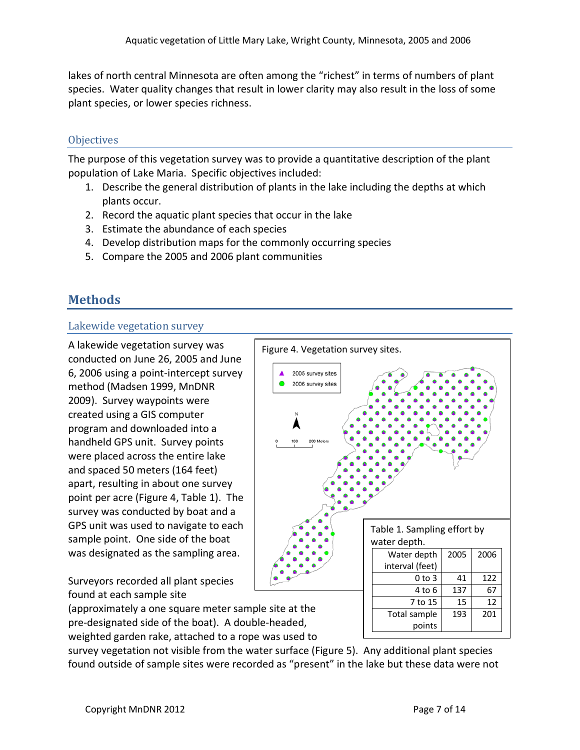lakes of north central Minnesota are often among the "richest" in terms of numbers of plant species. Water quality changes that result in lower clarity may also result in the loss of some plant species, or lower species richness.

### Objectives

The purpose of this vegetation survey was to provide a quantitative description of the plant population of Lake Maria. Specific objectives included:

1. Describe the general distribution of plants in the lake including the depths at which plants occur.
2. Record the aquatic plant species that occur in the lake
3. Estimate the abundance of each species
4. Develop distribution maps for the commonly occurring species
5. Compare the 2005 and 2006 plant communities

## Methods

### Lakewide vegetation survey

A lakewide vegetation survey was conducted on June 26, 2005 and June 6, 2006 using a point-intercept survey method (Madsen 1999, MnDNR 2009). Survey waypoints were created using a GIS computer program and downloaded into a handheld GPS unit. Survey points were placed across the entire lake and spaced 50 meters (164 feet) apart, resulting in about one survey point per acre (Figure 4, Table 1). The survey was conducted by boat and a GPS unit was used to navigate to each sample point. One side of the boat was designated as the sampling area.

Figure 4. Vegetation survey sites.

Table 1. Sampling effort by water depth.

| Water depth interval (feet) | 2005 | 2006 |
|---|---|---|
| 0 to 3 | 41 | 122 |
| 4 to 6 | 137 | 67 |
| 7 to 15 | 15 | 12 |
| Total sample points | 193 | 201 |

Surveyors recorded all plant species found at each sample site (approximately a one square meter sample site at the pre-designated side of the boat). A double-headed, weighted garden rake, attached to a rope was used to survey vegetation not visible from the water surface (Figure 5). Any additional plant species found outside of sample sites were recorded as "present" in the lake but these data were not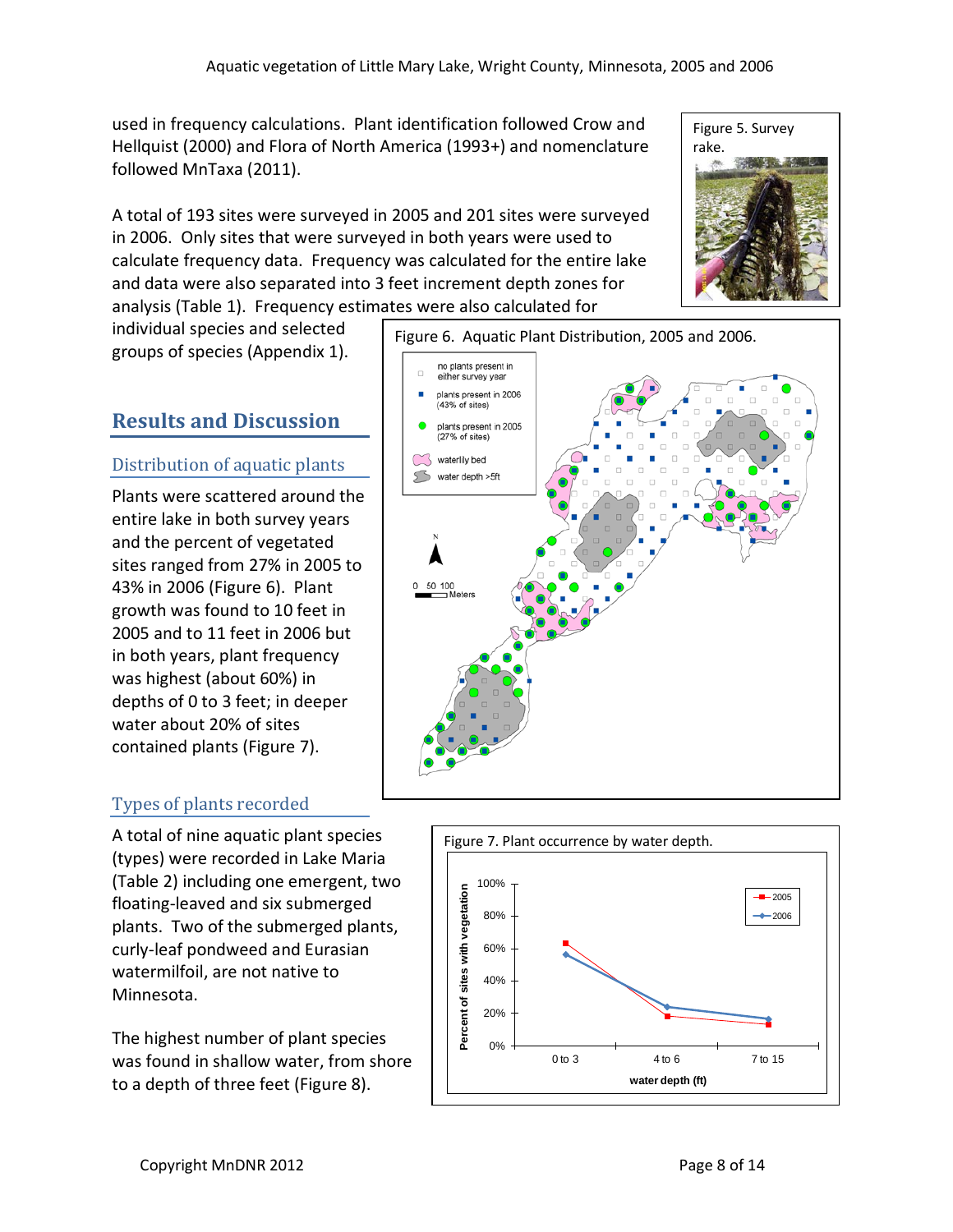used in frequency calculations. Plant identification followed Crow and Hellquist (2000) and Flora of North America (1993+) and nomenclature followed MnTaxa (2011).

A total of 193 sites were surveyed in 2005 and 201 sites were surveyed in 2006. Only sites that were surveyed in both years were used to calculate frequency data. Frequency was calculated for the entire lake and data were also separated into 3 feet increment depth zones for analysis (Table 1). Frequency estimates were also calculated for individual species and selected groups of species (Appendix 1).

Figure 5. Survey rake.

## Results and Discussion

### Distribution of aquatic plants

Plants were scattered around the entire lake in both survey years and the percent of vegetated sites ranged from 27% in 2005 to 43% in 2006 (Figure 6). Plant growth was found to 10 feet in 2005 and to 11 feet in 2006 but in both years, plant frequency was highest (about 60%) in depths of 0 to 3 feet; in deeper water about 20% of sites contained plants (Figure 7).

Figure 6. Aquatic Plant Distribution, 2005 and 2006.

### Types of plants recorded

A total of nine aquatic plant species (types) were recorded in Lake Maria (Table 2) including one emergent, two floating-leaved and six submerged plants. Two of the submerged plants, curly-leaf pondweed and Eurasian watermilfoil, are not native to Minnesota.

The highest number of plant species was found in shallow water, from shore to a depth of three feet (Figure 8).

Figure 7. Plant occurrence by water depth.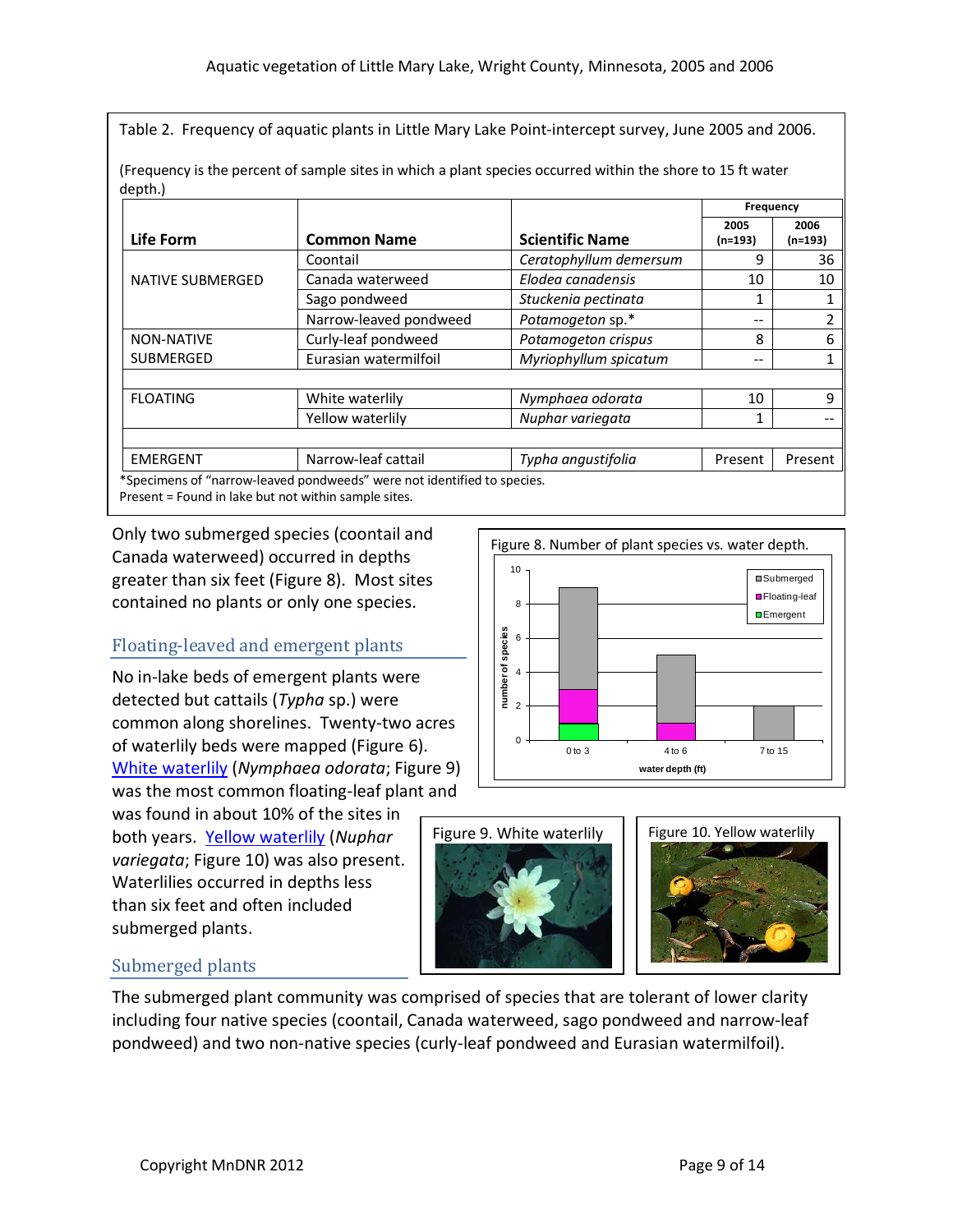Table 2. Frequency of aquatic plants in Little Mary Lake Point-intercept survey, June 2005 and 2006.

(Frequency is the percent of sample sites in which a plant species occurred within the shore to 15 ft water depth.)

| Life Form | Common Name | Scientific Name | Frequency 2005 (n=193) | Frequency 2006 (n=193) |
|---|---|---|---|---|
| NATIVE SUBMERGED | Coontail | *Ceratophyllum demersum* | 9 | 36 |
| | Canada waterweed | *Elodea canadensis* | 10 | 10 |
| | Sago pondweed | *Stuckenia pectinata* | 1 | 1 |
| | Narrow-leaved pondweed | *Potamogeton* sp.* | -- | 2 |
| NON-NATIVE SUBMERGED | Curly-leaf pondweed | *Potamogeton crispus* | 8 | 6 |
| | Eurasian watermilfoil | *Myriophyllum spicatum* | -- | 1 |
| FLOATING | White waterlily | *Nymphaea odorata* | 10 | 9 |
| | Yellow waterlily | *Nuphar variegata* | 1 | -- |
| EMERGENT | Narrow-leaf cattail | *Typha angustifolia* | Present | Present |

*Specimens of "narrow-leaved pondweeds" were not identified to species.
Present = Found in lake but not within sample sites.

Only two submerged species (coontail and Canada waterweed) occurred in depths greater than six feet (Figure 8). Most sites contained no plants or only one species.

Figure 8. Number of plant species vs. water depth.

## Floating-leaved and emergent plants

No in-lake beds of emergent plants were detected but cattails (*Typha* sp.) were common along shorelines. Twenty-two acres of waterlily beds were mapped (Figure 6). White waterlily (*Nymphaea odorata*; Figure 9) was the most common floating-leaf plant and was found in about 10% of the sites in both years. Yellow waterlily (*Nuphar variegata*; Figure 10) was also present. Waterlilies occurred in depths less than six feet and often included submerged plants.

Figure 9. White waterlily

Figure 10. Yellow waterlily

## Submerged plants

The submerged plant community was comprised of species that are tolerant of lower clarity including four native species (coontail, Canada waterweed, sago pondweed and narrow-leaf pondweed) and two non-native species (curly-leaf pondweed and Eurasian watermilfoil).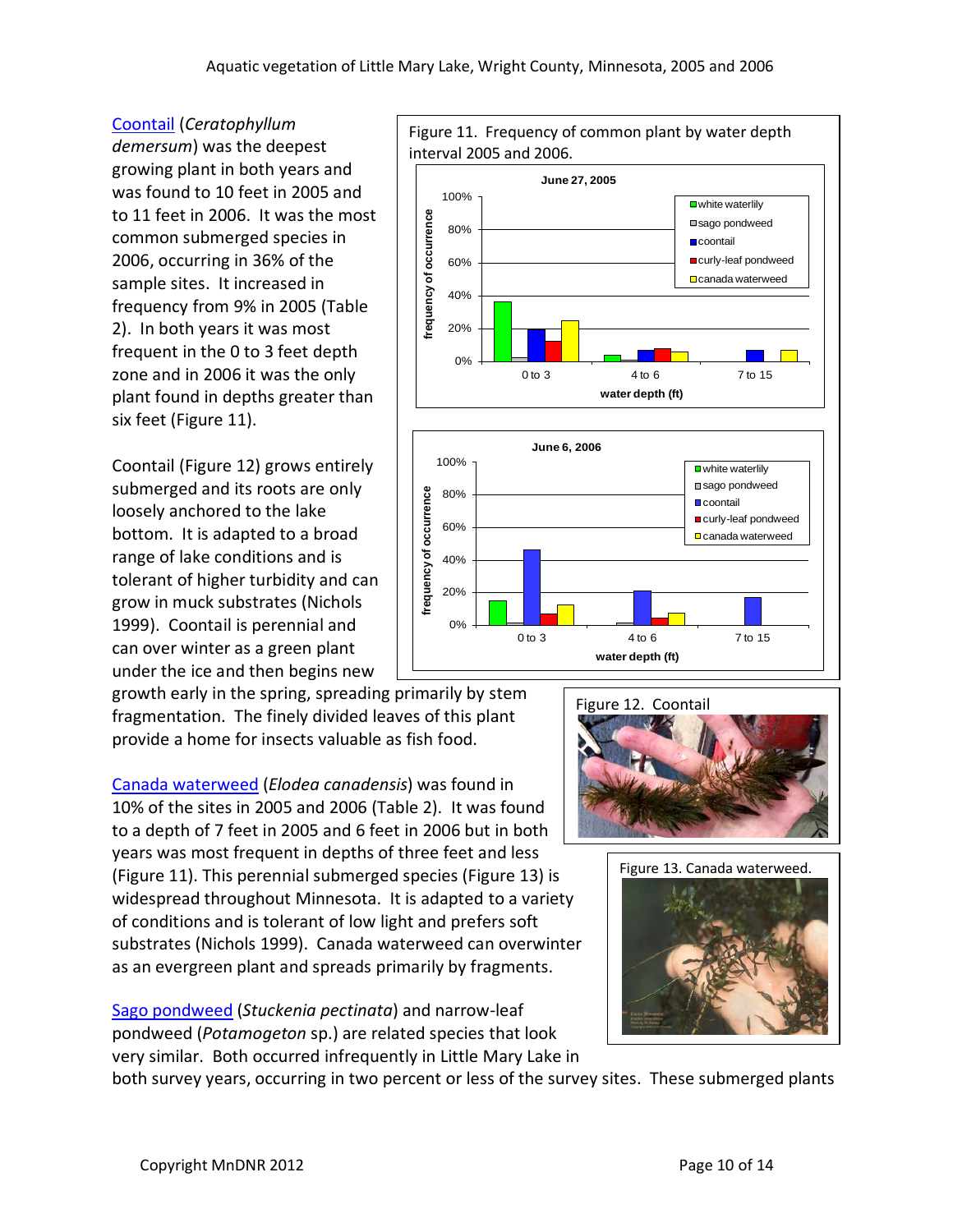Coontail (*Ceratophyllum demersum*) was the deepest growing plant in both years and was found to 10 feet in 2005 and to 11 feet in 2006. It was the most common submerged species in 2006, occurring in 36% of the sample sites. It increased in frequency from 9% in 2005 (Table 2). In both years it was most frequent in the 0 to 3 feet depth zone and in 2006 it was the only plant found in depths greater than six feet (Figure 11).

Figure 11. Frequency of common plant by water depth interval 2005 and 2006.

Coontail (Figure 12) grows entirely submerged and its roots are only loosely anchored to the lake bottom. It is adapted to a broad range of lake conditions and is tolerant of higher turbidity and can grow in muck substrates (Nichols 1999). Coontail is perennial and can over winter as a green plant under the ice and then begins new growth early in the spring, spreading primarily by stem fragmentation. The finely divided leaves of this plant provide a home for insects valuable as fish food.

Figure 12. Coontail

Canada waterweed (*Elodea canadensis*) was found in 10% of the sites in 2005 and 2006 (Table 2). It was found to a depth of 7 feet in 2005 and 6 feet in 2006 but in both years was most frequent in depths of three feet and less (Figure 11). This perennial submerged species (Figure 13) is widespread throughout Minnesota. It is adapted to a variety of conditions and is tolerant of low light and prefers soft substrates (Nichols 1999). Canada waterweed can overwinter as an evergreen plant and spreads primarily by fragments.

Figure 13. Canada waterweed.

Sago pondweed (*Stuckenia pectinata*) and narrow-leaf pondweed (*Potamogeton* sp.) are related species that look very similar. Both occurred infrequently in Little Mary Lake in both survey years, occurring in two percent or less of the survey sites. These submerged plants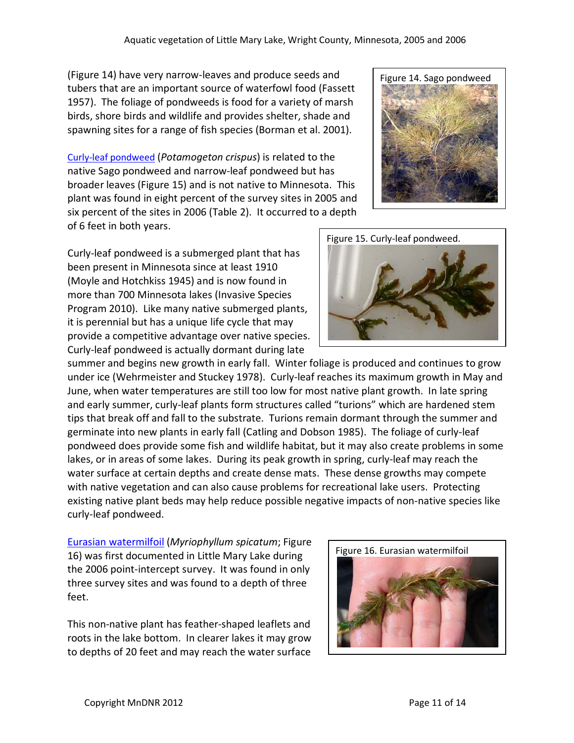(Figure 14) have very narrow-leaves and produce seeds and tubers that are an important source of waterfowl food (Fassett 1957). The foliage of pondweeds is food for a variety of marsh birds, shore birds and wildlife and provides shelter, shade and spawning sites for a range of fish species (Borman et al. 2001).

Figure 14. Sago pondweed

Curly-leaf pondweed (*Potamogeton crispus*) is related to the native Sago pondweed and narrow-leaf pondweed but has broader leaves (Figure 15) and is not native to Minnesota. This plant was found in eight percent of the survey sites in 2005 and six percent of the sites in 2006 (Table 2). It occurred to a depth of 6 feet in both years.

Figure 15. Curly-leaf pondweed.

Curly-leaf pondweed is a submerged plant that has been present in Minnesota since at least 1910 (Moyle and Hotchkiss 1945) and is now found in more than 700 Minnesota lakes (Invasive Species Program 2010). Like many native submerged plants, it is perennial but has a unique life cycle that may provide a competitive advantage over native species. Curly-leaf pondweed is actually dormant during late summer and begins new growth in early fall. Winter foliage is produced and continues to grow under ice (Wehrmeister and Stuckey 1978). Curly-leaf reaches its maximum growth in May and June, when water temperatures are still too low for most native plant growth. In late spring and early summer, curly-leaf plants form structures called "turions" which are hardened stem tips that break off and fall to the substrate. Turions remain dormant through the summer and germinate into new plants in early fall (Catling and Dobson 1985). The foliage of curly-leaf pondweed does provide some fish and wildlife habitat, but it may also create problems in some lakes, or in areas of some lakes. During its peak growth in spring, curly-leaf may reach the water surface at certain depths and create dense mats. These dense growths may compete with native vegetation and can also cause problems for recreational lake users. Protecting existing native plant beds may help reduce possible negative impacts of non-native species like curly-leaf pondweed.

Eurasian watermilfoil (*Myriophyllum spicatum*; Figure 16) was first documented in Little Mary Lake during the 2006 point-intercept survey. It was found in only three survey sites and was found to a depth of three feet.

Figure 16. Eurasian watermilfoil

This non-native plant has feather-shaped leaflets and roots in the lake bottom. In clearer lakes it may grow to depths of 20 feet and may reach the water surface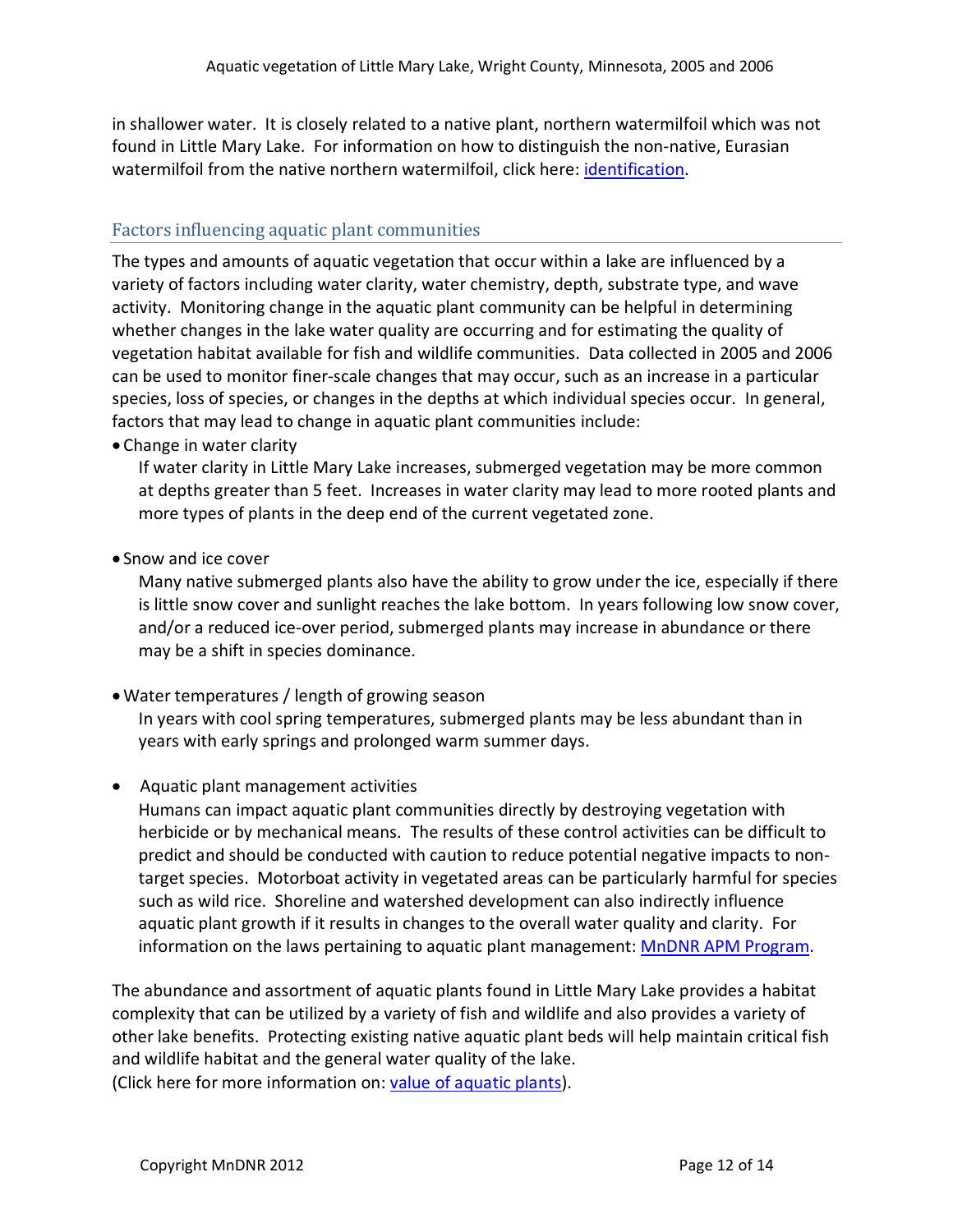in shallower water. It is closely related to a native plant, northern watermilfoil which was not found in Little Mary Lake. For information on how to distinguish the non-native, Eurasian watermilfoil from the native northern watermilfoil, click here: identification.

## Factors influencing aquatic plant communities

The types and amounts of aquatic vegetation that occur within a lake are influenced by a variety of factors including water clarity, water chemistry, depth, substrate type, and wave activity. Monitoring change in the aquatic plant community can be helpful in determining whether changes in the lake water quality are occurring and for estimating the quality of vegetation habitat available for fish and wildlife communities. Data collected in 2005 and 2006 can be used to monitor finer-scale changes that may occur, such as an increase in a particular species, loss of species, or changes in the depths at which individual species occur. In general, factors that may lead to change in aquatic plant communities include:

- Change in water clarity

  If water clarity in Little Mary Lake increases, submerged vegetation may be more common at depths greater than 5 feet. Increases in water clarity may lead to more rooted plants and more types of plants in the deep end of the current vegetated zone.

- Snow and ice cover

  Many native submerged plants also have the ability to grow under the ice, especially if there is little snow cover and sunlight reaches the lake bottom. In years following low snow cover, and/or a reduced ice-over period, submerged plants may increase in abundance or there may be a shift in species dominance.

- Water temperatures / length of growing season

  In years with cool spring temperatures, submerged plants may be less abundant than in years with early springs and prolonged warm summer days.

- Aquatic plant management activities

  Humans can impact aquatic plant communities directly by destroying vegetation with herbicide or by mechanical means. The results of these control activities can be difficult to predict and should be conducted with caution to reduce potential negative impacts to non-target species. Motorboat activity in vegetated areas can be particularly harmful for species such as wild rice. Shoreline and watershed development can also indirectly influence aquatic plant growth if it results in changes to the overall water quality and clarity. For information on the laws pertaining to aquatic plant management: MnDNR APM Program.

The abundance and assortment of aquatic plants found in Little Mary Lake provides a habitat complexity that can be utilized by a variety of fish and wildlife and also provides a variety of other lake benefits. Protecting existing native aquatic plant beds will help maintain critical fish and wildlife habitat and the general water quality of the lake.
(Click here for more information on: value of aquatic plants).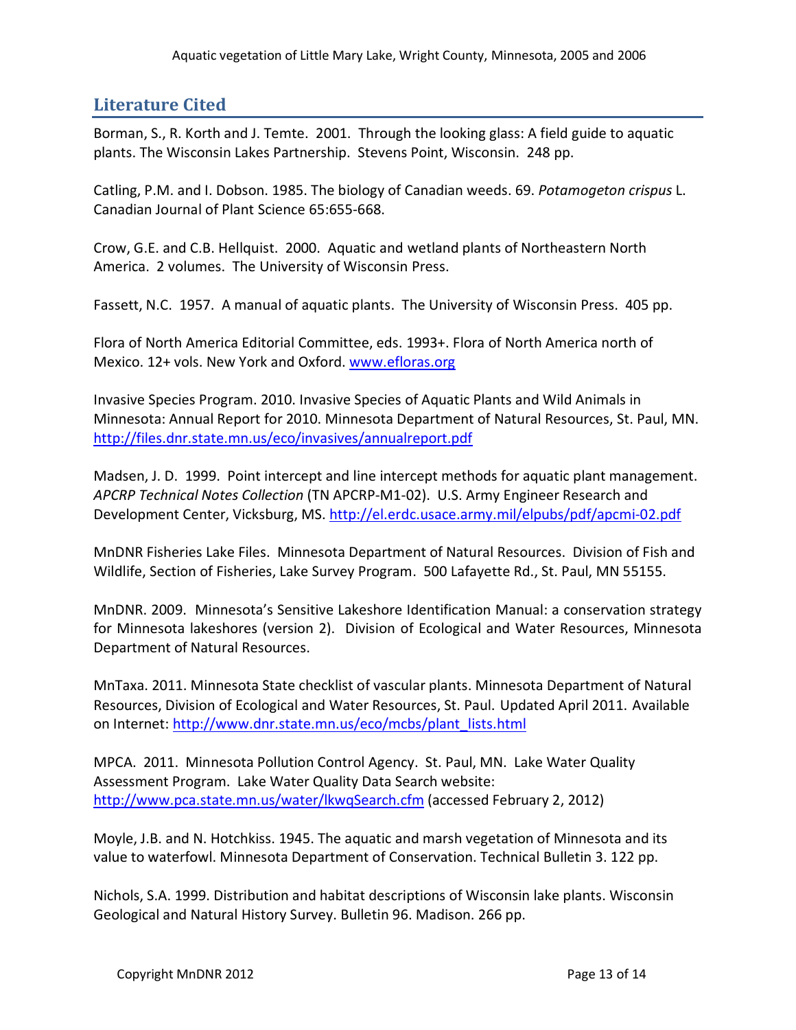## Literature Cited

Borman, S., R. Korth and J. Temte. 2001. Through the looking glass: A field guide to aquatic plants. The Wisconsin Lakes Partnership. Stevens Point, Wisconsin. 248 pp.

Catling, P.M. and I. Dobson. 1985. The biology of Canadian weeds. 69. *Potamogeton crispus* L. Canadian Journal of Plant Science 65:655-668.

Crow, G.E. and C.B. Hellquist. 2000. Aquatic and wetland plants of Northeastern North America. 2 volumes. The University of Wisconsin Press.

Fassett, N.C. 1957. A manual of aquatic plants. The University of Wisconsin Press. 405 pp.

Flora of North America Editorial Committee, eds. 1993+. Flora of North America north of Mexico. 12+ vols. New York and Oxford. www.efloras.org

Invasive Species Program. 2010. Invasive Species of Aquatic Plants and Wild Animals in Minnesota: Annual Report for 2010. Minnesota Department of Natural Resources, St. Paul, MN. http://files.dnr.state.mn.us/eco/invasives/annualreport.pdf

Madsen, J. D. 1999. Point intercept and line intercept methods for aquatic plant management. *APCRP Technical Notes Collection* (TN APCRP-M1-02). U.S. Army Engineer Research and Development Center, Vicksburg, MS. http://el.erdc.usace.army.mil/elpubs/pdf/apcmi-02.pdf

MnDNR Fisheries Lake Files. Minnesota Department of Natural Resources. Division of Fish and Wildlife, Section of Fisheries, Lake Survey Program. 500 Lafayette Rd., St. Paul, MN 55155.

MnDNR. 2009. Minnesota's Sensitive Lakeshore Identification Manual: a conservation strategy for Minnesota lakeshores (version 2). Division of Ecological and Water Resources, Minnesota Department of Natural Resources.

MnTaxa. 2011. Minnesota State checklist of vascular plants. Minnesota Department of Natural Resources, Division of Ecological and Water Resources, St. Paul. Updated April 2011. Available on Internet: http://www.dnr.state.mn.us/eco/mcbs/plant_lists.html

MPCA. 2011. Minnesota Pollution Control Agency. St. Paul, MN. Lake Water Quality Assessment Program. Lake Water Quality Data Search website: http://www.pca.state.mn.us/water/lkwqSearch.cfm (accessed February 2, 2012)

Moyle, J.B. and N. Hotchkiss. 1945. The aquatic and marsh vegetation of Minnesota and its value to waterfowl. Minnesota Department of Conservation. Technical Bulletin 3. 122 pp.

Nichols, S.A. 1999. Distribution and habitat descriptions of Wisconsin lake plants. Wisconsin Geological and Natural History Survey. Bulletin 96. Madison. 266 pp.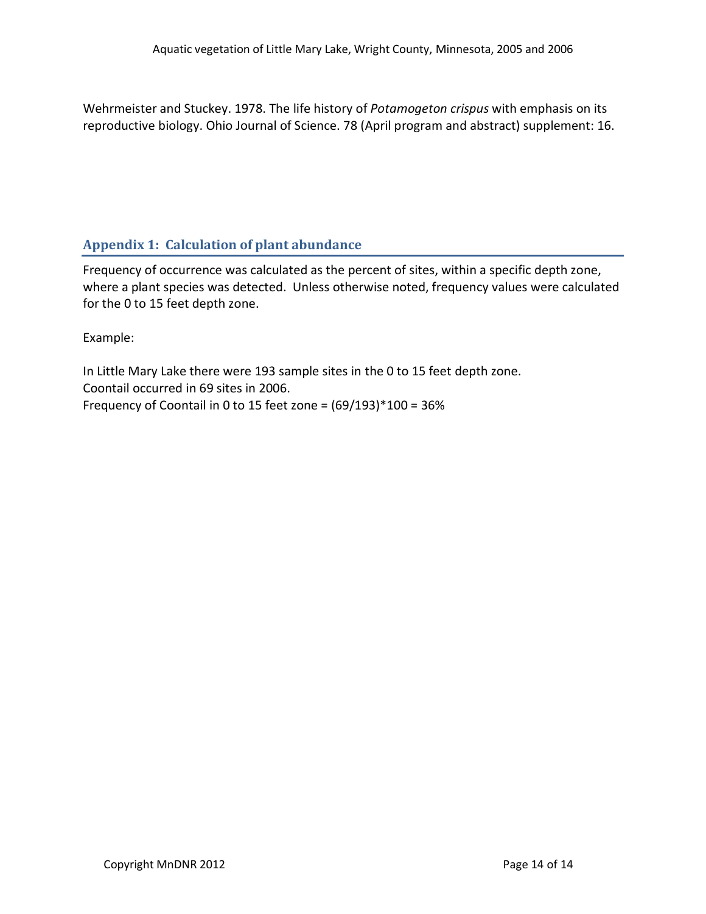Wehrmeister and Stuckey. 1978. The life history of *Potamogeton crispus* with emphasis on its reproductive biology. Ohio Journal of Science. 78 (April program and abstract) supplement: 16.

## Appendix 1: Calculation of plant abundance

Frequency of occurrence was calculated as the percent of sites, within a specific depth zone, where a plant species was detected. Unless otherwise noted, frequency values were calculated for the 0 to 15 feet depth zone.

Example:

In Little Mary Lake there were 193 sample sites in the 0 to 15 feet depth zone.
Coontail occurred in 69 sites in 2006.
Frequency of Coontail in 0 to 15 feet zone = $(69/193)*100 = 36\%$